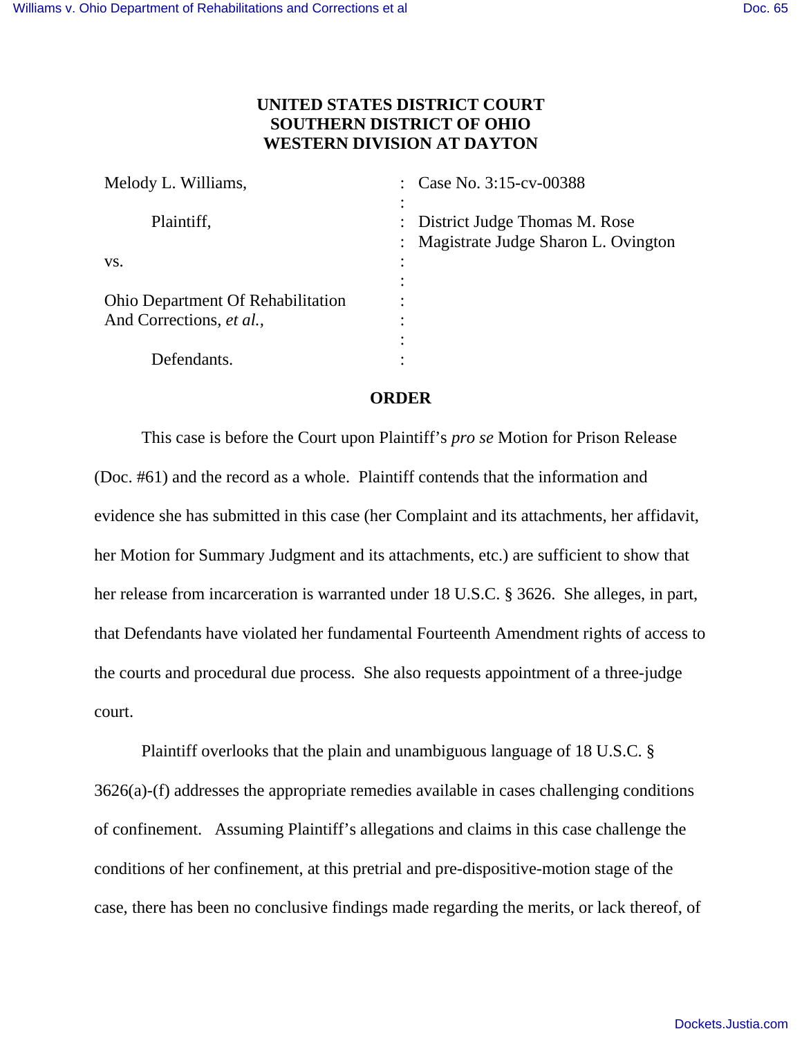**UNITED STATES DISTRICT COURT**
**SOUTHERN DISTRICT OF OHIO**
**WESTERN DIVISION AT DAYTON**

| | | |
|---|---|---|
| Melody L. Williams, | : | Case No. 3:15-cv-00388 |
| | : | |
| Plaintiff, | : | District Judge Thomas M. Rose |
| | : | Magistrate Judge Sharon L. Ovington |
| vs. | : | |
| | : | |
| Ohio Department Of Rehabilitation And Corrections, *et al.*, | : | |
| | : | |
| | : | |
| Defendants. | : | |

## ORDER

This case is before the Court upon Plaintiff's *pro se* Motion for Prison Release (Doc. #61) and the record as a whole. Plaintiff contends that the information and evidence she has submitted in this case (her Complaint and its attachments, her affidavit, her Motion for Summary Judgment and its attachments, etc.) are sufficient to show that her release from incarceration is warranted under 18 U.S.C. § 3626. She alleges, in part, that Defendants have violated her fundamental Fourteenth Amendment rights of access to the courts and procedural due process. She also requests appointment of a three-judge court.

Plaintiff overlooks that the plain and unambiguous language of 18 U.S.C. § 3626(a)-(f) addresses the appropriate remedies available in cases challenging conditions of confinement. Assuming Plaintiff's allegations and claims in this case challenge the conditions of her confinement, at this pretrial and pre-dispositive-motion stage of the case, there has been no conclusive findings made regarding the merits, or lack thereof, of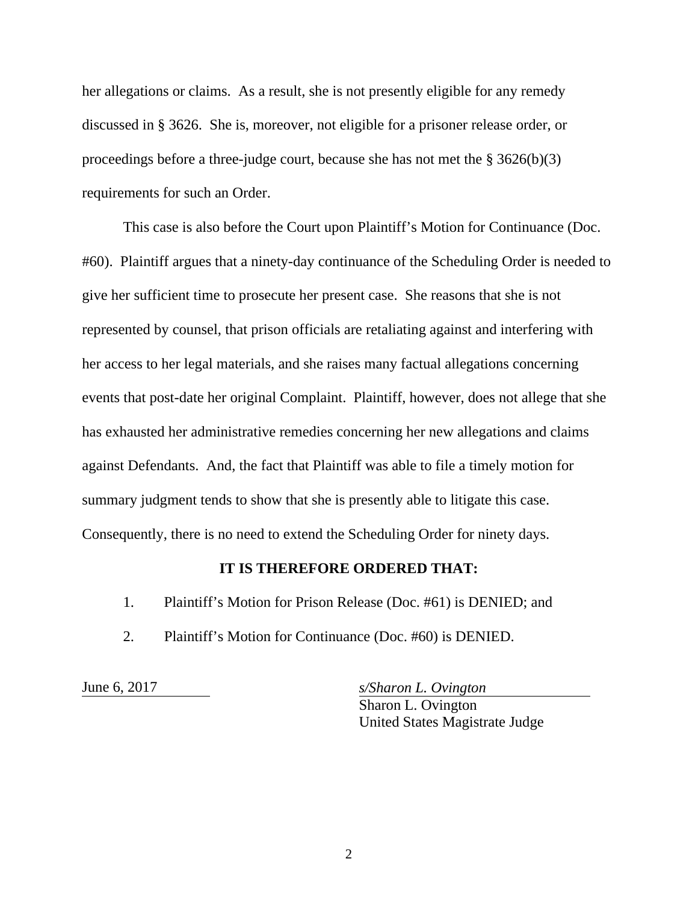her allegations or claims. As a result, she is not presently eligible for any remedy discussed in § 3626. She is, moreover, not eligible for a prisoner release order, or proceedings before a three-judge court, because she has not met the § 3626(b)(3) requirements for such an Order.

This case is also before the Court upon Plaintiff's Motion for Continuance (Doc. #60). Plaintiff argues that a ninety-day continuance of the Scheduling Order is needed to give her sufficient time to prosecute her present case. She reasons that she is not represented by counsel, that prison officials are retaliating against and interfering with her access to her legal materials, and she raises many factual allegations concerning events that post-date her original Complaint. Plaintiff, however, does not allege that she has exhausted her administrative remedies concerning her new allegations and claims against Defendants. And, the fact that Plaintiff was able to file a timely motion for summary judgment tends to show that she is presently able to litigate this case. Consequently, there is no need to extend the Scheduling Order for ninety days.

**IT IS THEREFORE ORDERED THAT:**

1. Plaintiff's Motion for Prison Release (Doc. #61) is DENIED; and
2. Plaintiff's Motion for Continuance (Doc. #60) is DENIED.

June 6, 2017

*s/Sharon L. Ovington*
Sharon L. Ovington
United States Magistrate Judge